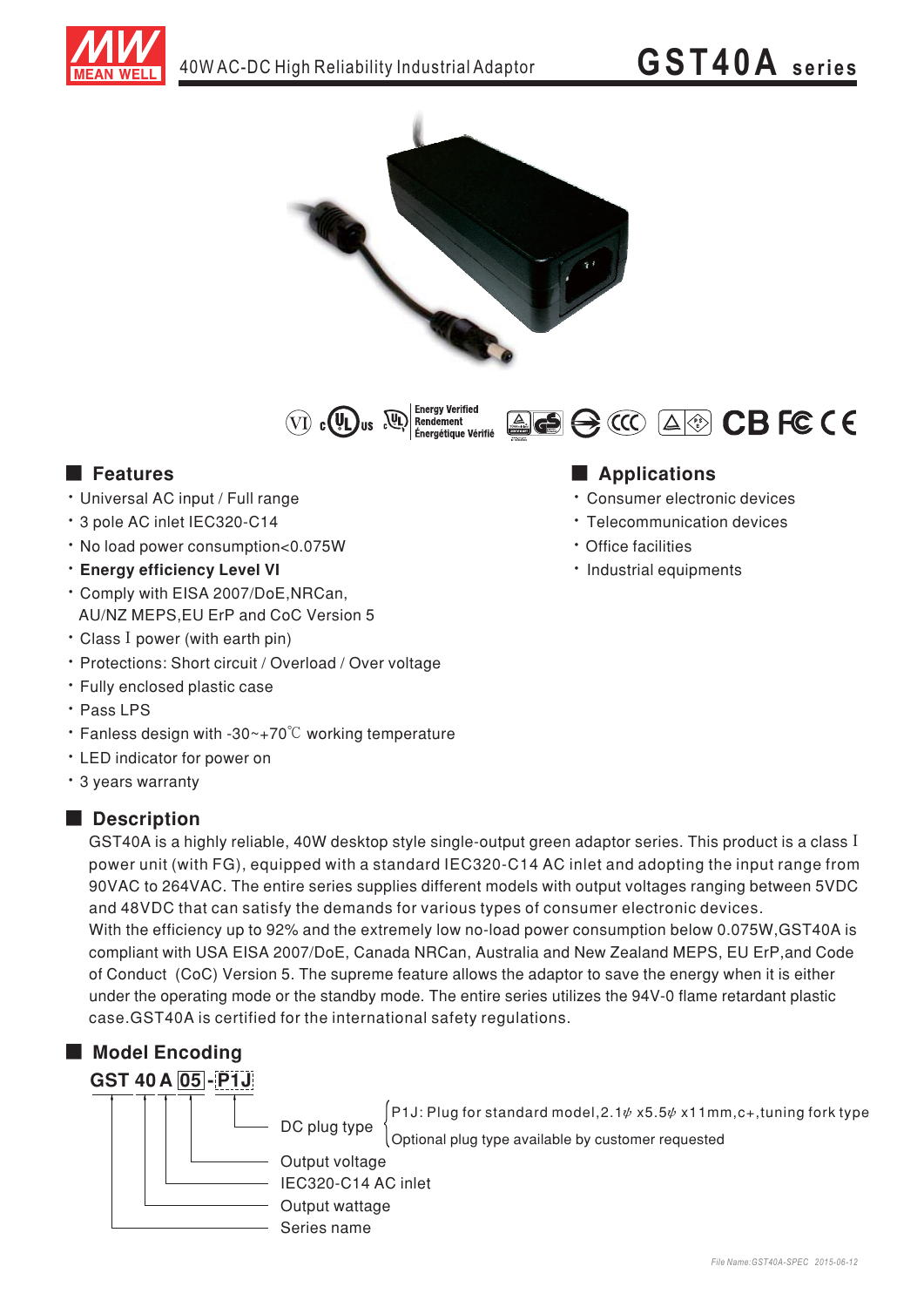# 40W AC-DC High Reliability Industrial Adaptor

# GST40A series

## Features

- Universal AC input / Full range
- 3 pole AC inlet IEC320-C14
- No load power consumption<0.075W
- **Energy efficiency Level VI**
- Comply with EISA 2007/DoE,NRCan, AU/NZ MEPS,EU ErP and CoC Version 5
- Class I power (with earth pin)
- Protections: Short circuit / Overload / Over voltage
- Fully enclosed plastic case
- Pass LPS
- Fanless design with -30~+70℃ working temperature
- LED indicator for power on
- 3 years warranty

## Applications

- Consumer electronic devices
- Telecommunication devices
- Office facilities
- Industrial equipments

## Description

GST40A is a highly reliable, 40W desktop style single-output green adaptor series. This product is a class I power unit (with FG), equipped with a standard IEC320-C14 AC inlet and adopting the input range from 90VAC to 264VAC. The entire series supplies different models with output voltages ranging between 5VDC and 48VDC that can satisfy the demands for various types of consumer electronic devices.
With the efficiency up to 92% and the extremely low no-load power consumption below 0.075W,GST40A is compliant with USA EISA 2007/DoE, Canada NRCan, Australia and New Zealand MEPS, EU ErP,and Code of Conduct (CoC) Version 5. The supreme feature allows the adaptor to save the energy when it is either under the operating mode or the standby mode. The entire series utilizes the 94V-0 flame retardant plastic case.GST40A is certified for the international safety regulations.

## Model Encoding

**GST 40 A 05 - P1J**

- P1J: DC plug type
  - P1J: Plug for standard model,2.1φ x5.5φ x11mm,c+,tuning fork type
  - Optional plug type available by customer requested
- 05: Output voltage
- A: IEC320-C14 AC inlet
- 40: Output wattage
- GST: Series name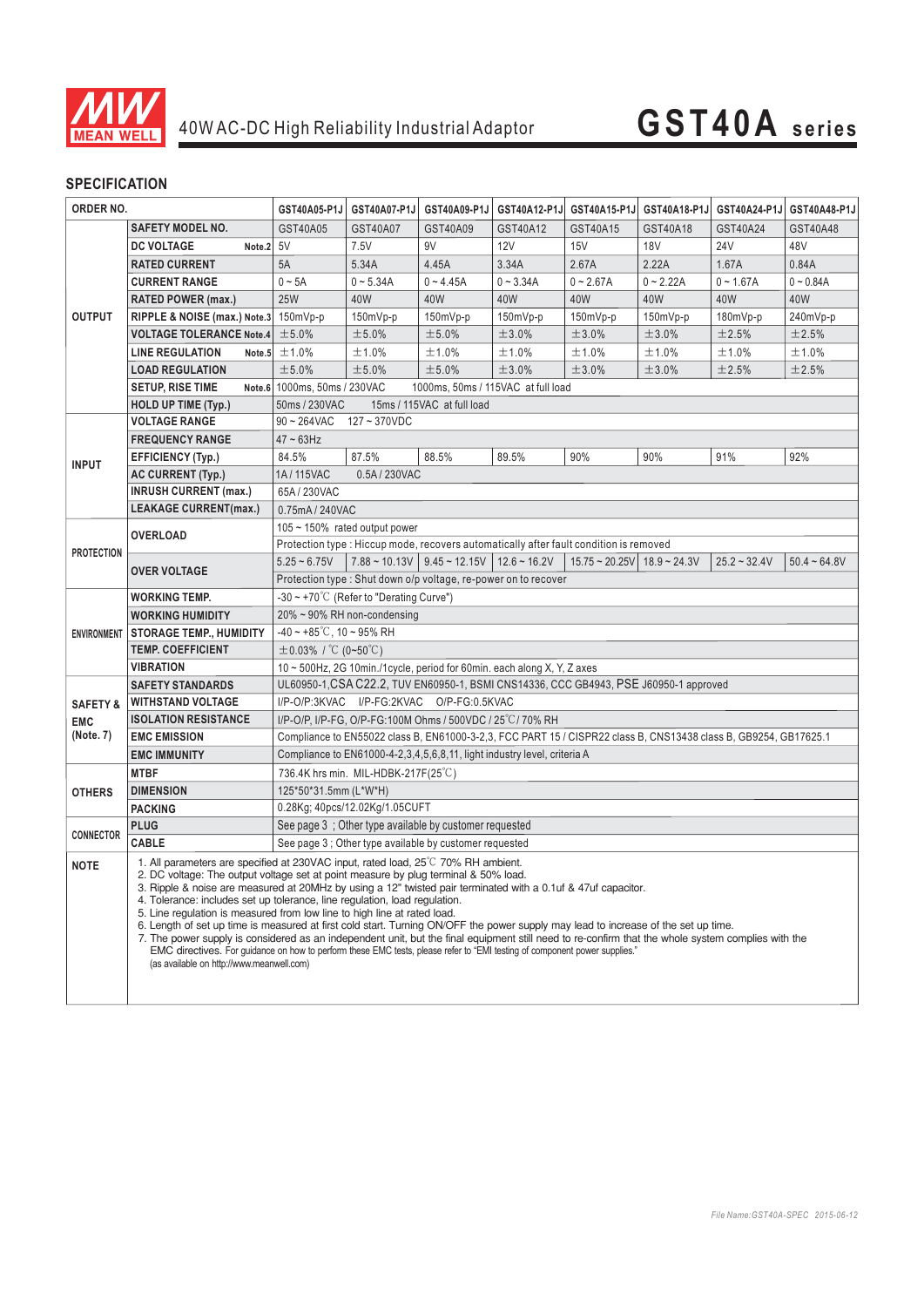# 40W AC-DC High Reliability Industrial Adaptor — GST40A series

## SPECIFICATION

| ORDER NO. | | GST40A05-P1J | GST40A07-P1J | GST40A09-P1J | GST40A12-P1J | GST40A15-P1J | GST40A18-P1J | GST40A24-P1J | GST40A48-P1J |
|---|---|---|---|---|---|---|---|---|---|
| OUTPUT | SAFETY MODEL NO. | GST40A05 | GST40A07 | GST40A09 | GST40A12 | GST40A15 | GST40A18 | GST40A24 | GST40A48 |
| | DC VOLTAGE Note.2 | 5V | 7.5V | 9V | 12V | 15V | 18V | 24V | 48V |
| | RATED CURRENT | 5A | 5.34A | 4.45A | 3.34A | 2.67A | 2.22A | 1.67A | 0.84A |
| | CURRENT RANGE | 0 ~ 5A | 0 ~ 5.34A | 0 ~ 4.45A | 0 ~ 3.34A | 0 ~ 2.67A | 0 ~ 2.22A | 0 ~ 1.67A | 0 ~ 0.84A |
| | RATED POWER (max.) | 25W | 40W | 40W | 40W | 40W | 40W | 40W | 40W |
| | RIPPLE & NOISE (max.) Note.3 | 150mVp-p | 150mVp-p | 150mVp-p | 150mVp-p | 150mVp-p | 150mVp-p | 180mVp-p | 240mVp-p |
| | VOLTAGE TOLERANCE Note.4 | ±5.0% | ±5.0% | ±5.0% | ±3.0% | ±3.0% | ±3.0% | ±2.5% | ±2.5% |
| | LINE REGULATION Note.5 | ±1.0% | ±1.0% | ±1.0% | ±1.0% | ±1.0% | ±1.0% | ±1.0% | ±1.0% |
| | LOAD REGULATION | ±5.0% | ±5.0% | ±5.0% | ±3.0% | ±3.0% | ±3.0% | ±2.5% | ±2.5% |
| | SETUP, RISE TIME Note.6 | 1000ms, 50ms / 230VAC 1000ms, 50ms / 115VAC at full load | | | | | | | |
| | HOLD UP TIME (Typ.) | 50ms / 230VAC 15ms / 115VAC at full load | | | | | | | |
| INPUT | VOLTAGE RANGE | 90 ~ 264VAC 127 ~ 370VDC | | | | | | | |
| | FREQUENCY RANGE | 47 ~ 63Hz | | | | | | | |
| | EFFICIENCY (Typ.) | 84.5% | 87.5% | 88.5% | 89.5% | 90% | 90% | 91% | 92% |
| | AC CURRENT (Typ.) | 1A / 115VAC 0.5A / 230VAC | | | | | | | |
| | INRUSH CURRENT (max.) | 65A / 230VAC | | | | | | | |
| | LEAKAGE CURRENT(max.) | 0.75mA / 240VAC | | | | | | | |
| PROTECTION | OVERLOAD | 105 ~ 150% rated output power | | | | | | | |
| | | Protection type : Hiccup mode, recovers automatically after fault condition is removed | | | | | | | |
| | OVER VOLTAGE | 5.25 ~ 6.75V | 7.88 ~ 10.13V | 9.45 ~ 12.15V | 12.6 ~ 16.2V | 15.75 ~ 20.25V | 18.9 ~ 24.3V | 25.2 ~ 32.4V | 50.4 ~ 64.8V |
| | | Protection type : Shut down o/p voltage, re-power on to recover | | | | | | | |
| ENVIRONMENT | WORKING TEMP. | -30 ~ +70℃ (Refer to "Derating Curve") | | | | | | | |
| | WORKING HUMIDITY | 20% ~ 90% RH non-condensing | | | | | | | |
| | STORAGE TEMP., HUMIDITY | -40 ~ +85℃, 10 ~ 95% RH | | | | | | | |
| | TEMP. COEFFICIENT | ±0.03% / ℃ (0~50℃) | | | | | | | |
| | VIBRATION | 10 ~ 500Hz, 2G 10min./1cycle, period for 60min. each along X, Y, Z axes | | | | | | | |
| SAFETY & EMC (Note. 7) | SAFETY STANDARDS | UL60950-1, CSA C22.2, TUV EN60950-1, BSMI CNS14336, CCC GB4943, PSE J60950-1 approved | | | | | | | |
| | WITHSTAND VOLTAGE | I/P-O/P:3KVAC I/P-FG:2KVAC O/P-FG:0.5KVAC | | | | | | | |
| | ISOLATION RESISTANCE | I/P-O/P, I/P-FG, O/P-FG:100M Ohms / 500VDC / 25℃/ 70% RH | | | | | | | |
| | EMC EMISSION | Compliance to EN55022 class B, EN61000-3-2,3, FCC PART 15 / CISPR22 class B, CNS13438 class B, GB9254, GB17625.1 | | | | | | | |
| | EMC IMMUNITY | Compliance to EN61000-4-2,3,4,5,6,8,11, light industry level, criteria A | | | | | | | |
| OTHERS | MTBF | 736.4K hrs min. MIL-HDBK-217F(25℃) | | | | | | | |
| | DIMENSION | 125*50*31.5mm (L*W*H) | | | | | | | |
| | PACKING | 0.28Kg; 40pcs/12.02Kg/1.05CUFT | | | | | | | |
| CONNECTOR | PLUG | See page 3 ; Other type available by customer requested | | | | | | | |
| | CABLE | See page 3 ; Other type available by customer requested | | | | | | | |

**NOTE**

1. All parameters are specified at 230VAC input, rated load, 25℃ 70% RH ambient.
2. DC voltage: The output voltage set at point measure by plug terminal & 50% load.
3. Ripple & noise are measured at 20MHz by using a 12" twisted pair terminated with a 0.1uf & 47uf capacitor.
4. Tolerance: includes set up tolerance, line regulation, load regulation.
5. Line regulation is measured from low line to high line at rated load.
6. Length of set up time is measured at first cold start. Turning ON/OFF the power supply may lead to increase of the set up time.
7. The power supply is considered as an independent unit, but the final equipment still need to re-confirm that the whole system complies with the EMC directives. For guidance on how to perform these EMC tests, please refer to "EMI testing of component power supplies." (as available on http://www.meanwell.com)

*File Name:GST40A-SPEC 2015-06-12*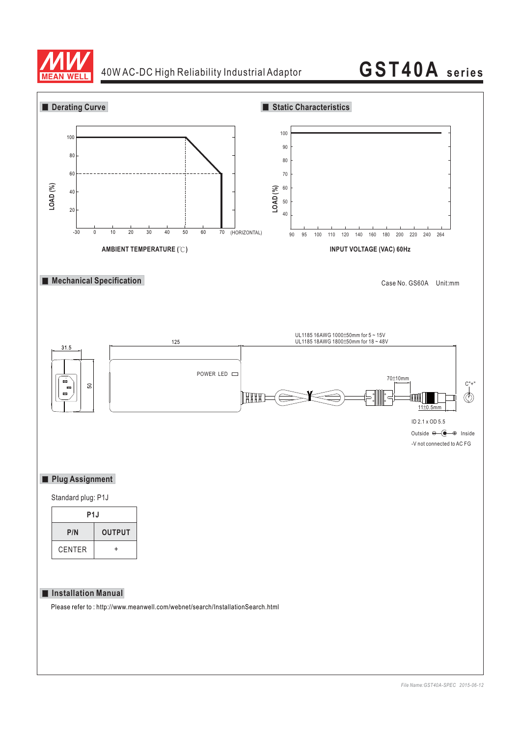## Derating Curve

100
80
60
40
20
LOAD (%)
-30 0 10 20 30 40 50 60 70 (HORIZONTAL)
AMBIENT TEMPERATURE (℃)

## Static Characteristics

100
90
80
70
60
50
40
LOAD (%)
90 95 100 110 120 140 160 180 200 220 240 264
INPUT VOLTAGE (VAC) 60Hz

## Mechanical Specification

Case No. GS60A Unit:mm

31.5
50
125
POWER LED
UL1185 16AWG 1000±50mm for 5 ~ 15V
UL1185 18AWG 1800±50mm for 18 ~ 48V
70±10mm
11±0.5mm
C"+"
ID 2.1 x OD 5.5
Outside ⊖—◐—⊕ Inside
-V not connected to AC FG

## Plug Assignment

Standard plug: P1J

| P1J | |
|---|---|
| P/N | OUTPUT |
| CENTER | + |

## Installation Manual

Please refer to : http://www.meanwell.com/webnet/search/InstallationSearch.html